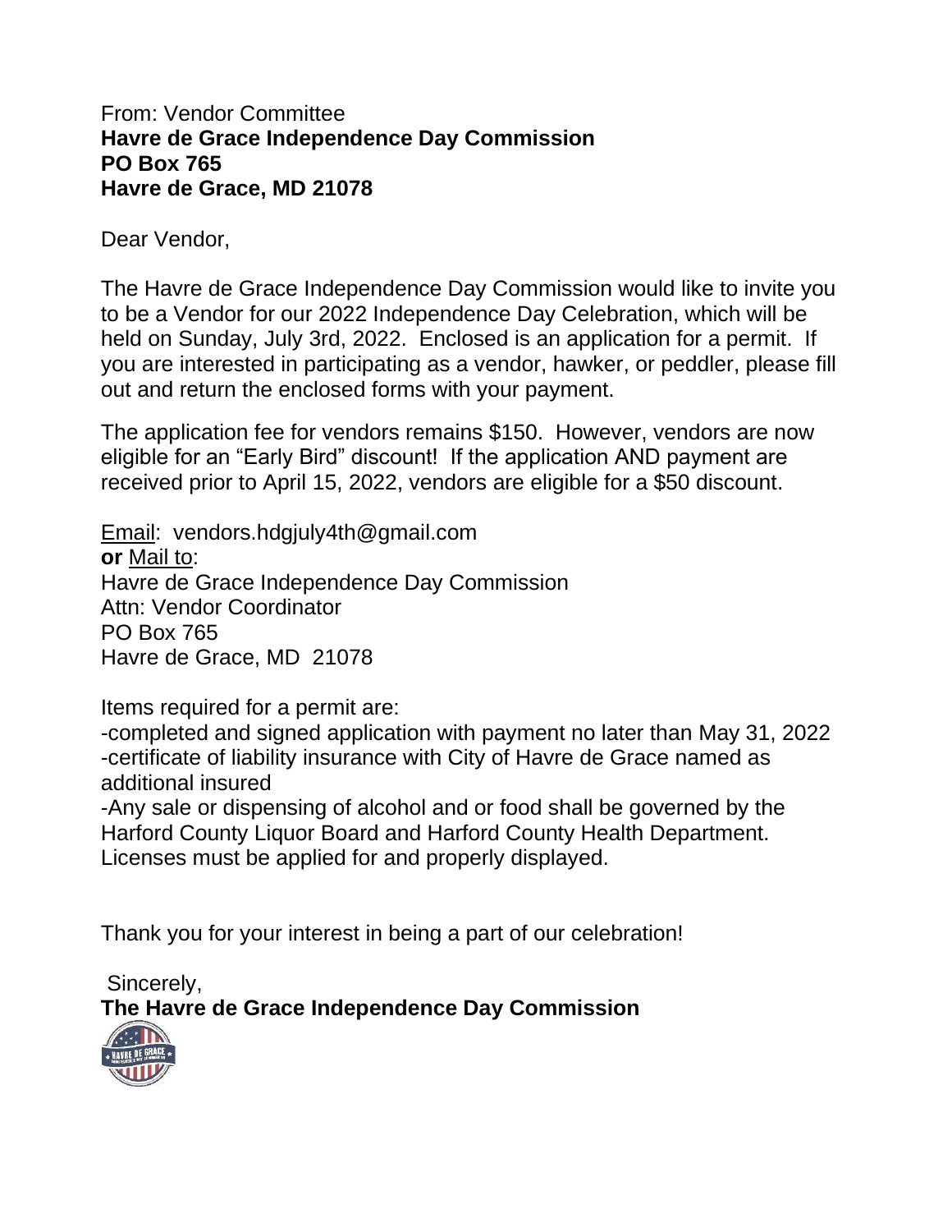From: Vendor Committee
**Havre de Grace Independence Day Commission**
**PO Box 765**
**Havre de Grace, MD 21078**

Dear Vendor,

The Havre de Grace Independence Day Commission would like to invite you to be a Vendor for our 2022 Independence Day Celebration, which will be held on Sunday, July 3rd, 2022. Enclosed is an application for a permit. If you are interested in participating as a vendor, hawker, or peddler, please fill out and return the enclosed forms with your payment.

The application fee for vendors remains $150. However, vendors are now eligible for an "Early Bird" discount! If the application AND payment are received prior to April 15, 2022, vendors are eligible for a $50 discount.

<u>Email</u>: vendors.hdgjuly4th@gmail.com
**or** <u>Mail to</u>:
Havre de Grace Independence Day Commission
Attn: Vendor Coordinator
PO Box 765
Havre de Grace, MD 21078

Items required for a permit are:
-completed and signed application with payment no later than May 31, 2022
-certificate of liability insurance with City of Havre de Grace named as additional insured
-Any sale or dispensing of alcohol and or food shall be governed by the Harford County Liquor Board and Harford County Health Department. Licenses must be applied for and properly displayed.

Thank you for your interest in being a part of our celebration!

Sincerely,
**The Havre de Grace Independence Day Commission**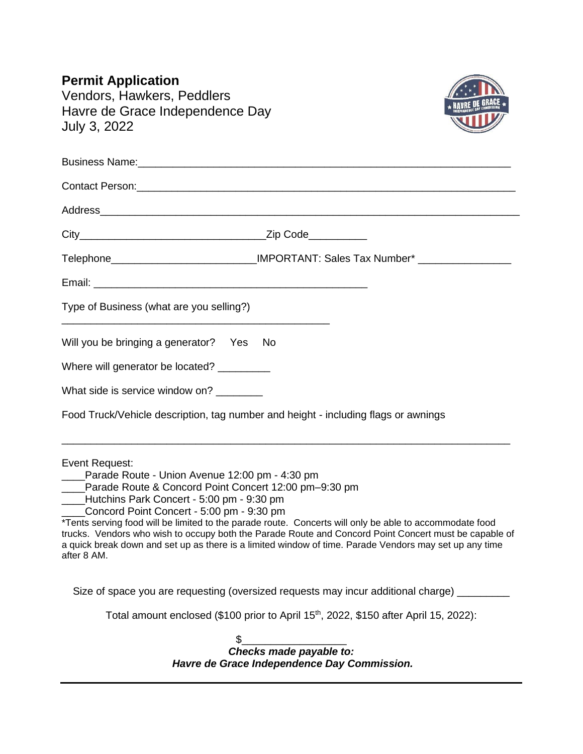**Permit Application**
Vendors, Hawkers, Peddlers
Havre de Grace Independence Day
July 3, 2022

Business Name:_______________________________________________________________

Contact Person:_______________________________________________________________

Address______________________________________________________________________

City________________________________Zip Code__________

Telephone________________________IMPORTANT: Sales Tax Number* ________________

Email: _______________________________________________

Type of Business (what are you selling?)

_______________________________________________

Will you be bringing a generator?   Yes   No

Where will generator be located? _________

What side is service window on? ________

Food Truck/Vehicle description, tag number and height - including flags or awnings

_____________________________________________________________________________

Event Request:

____Parade Route - Union Avenue 12:00 pm - 4:30 pm
____Parade Route & Concord Point Concert 12:00 pm–9:30 pm
____Hutchins Park Concert - 5:00 pm - 9:30 pm
____Concord Point Concert - 5:00 pm - 9:30 pm

*Tents serving food will be limited to the parade route. Concerts will only be able to accommodate food trucks. Vendors who wish to occupy both the Parade Route and Concord Point Concert must be capable of a quick break down and set up as there is a limited window of time. Parade Vendors may set up any time after 8 AM.

Size of space you are requesting (oversized requests may incur additional charge) _________

Total amount enclosed ($100 prior to April 15th, 2022, $150 after April 15, 2022):

$_________________

***Checks made payable to:***
***Havre de Grace Independence Day Commission.***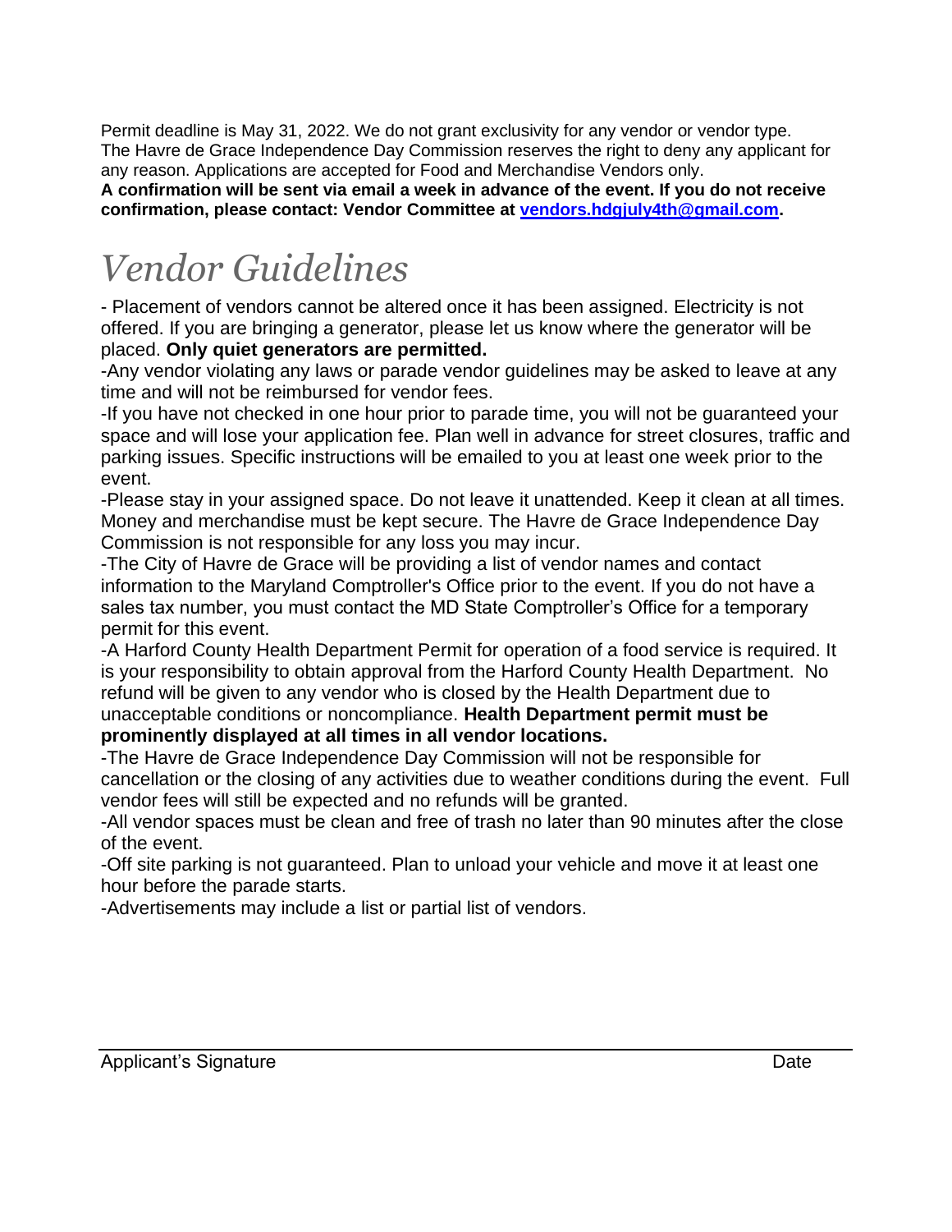Permit deadline is May 31, 2022. We do not grant exclusivity for any vendor or vendor type. The Havre de Grace Independence Day Commission reserves the right to deny any applicant for any reason. Applications are accepted for Food and Merchandise Vendors only.

**A confirmation will be sent via email a week in advance of the event. If you do not receive confirmation, please contact: Vendor Committee at [vendors.hdgjuly4th@gmail.com](mailto:vendors.hdgjuly4th@gmail.com).**

# *Vendor Guidelines*

- Placement of vendors cannot be altered once it has been assigned. Electricity is not offered. If you are bringing a generator, please let us know where the generator will be placed. **Only quiet generators are permitted.**

-Any vendor violating any laws or parade vendor guidelines may be asked to leave at any time and will not be reimbursed for vendor fees.

-If you have not checked in one hour prior to parade time, you will not be guaranteed your space and will lose your application fee. Plan well in advance for street closures, traffic and parking issues. Specific instructions will be emailed to you at least one week prior to the event.

-Please stay in your assigned space. Do not leave it unattended. Keep it clean at all times. Money and merchandise must be kept secure. The Havre de Grace Independence Day Commission is not responsible for any loss you may incur.

-The City of Havre de Grace will be providing a list of vendor names and contact information to the Maryland Comptroller's Office prior to the event. If you do not have a sales tax number, you must contact the MD State Comptroller's Office for a temporary permit for this event.

-A Harford County Health Department Permit for operation of a food service is required. It is your responsibility to obtain approval from the Harford County Health Department. No refund will be given to any vendor who is closed by the Health Department due to unacceptable conditions or noncompliance. **Health Department permit must be prominently displayed at all times in all vendor locations.**

-The Havre de Grace Independence Day Commission will not be responsible for cancellation or the closing of any activities due to weather conditions during the event. Full vendor fees will still be expected and no refunds will be granted.

-All vendor spaces must be clean and free of trash no later than 90 minutes after the close of the event.

-Off site parking is not guaranteed. Plan to unload your vehicle and move it at least one hour before the parade starts.

-Advertisements may include a list or partial list of vendors.

______________________________________________________________________

Applicant's Signature                                                                                    Date